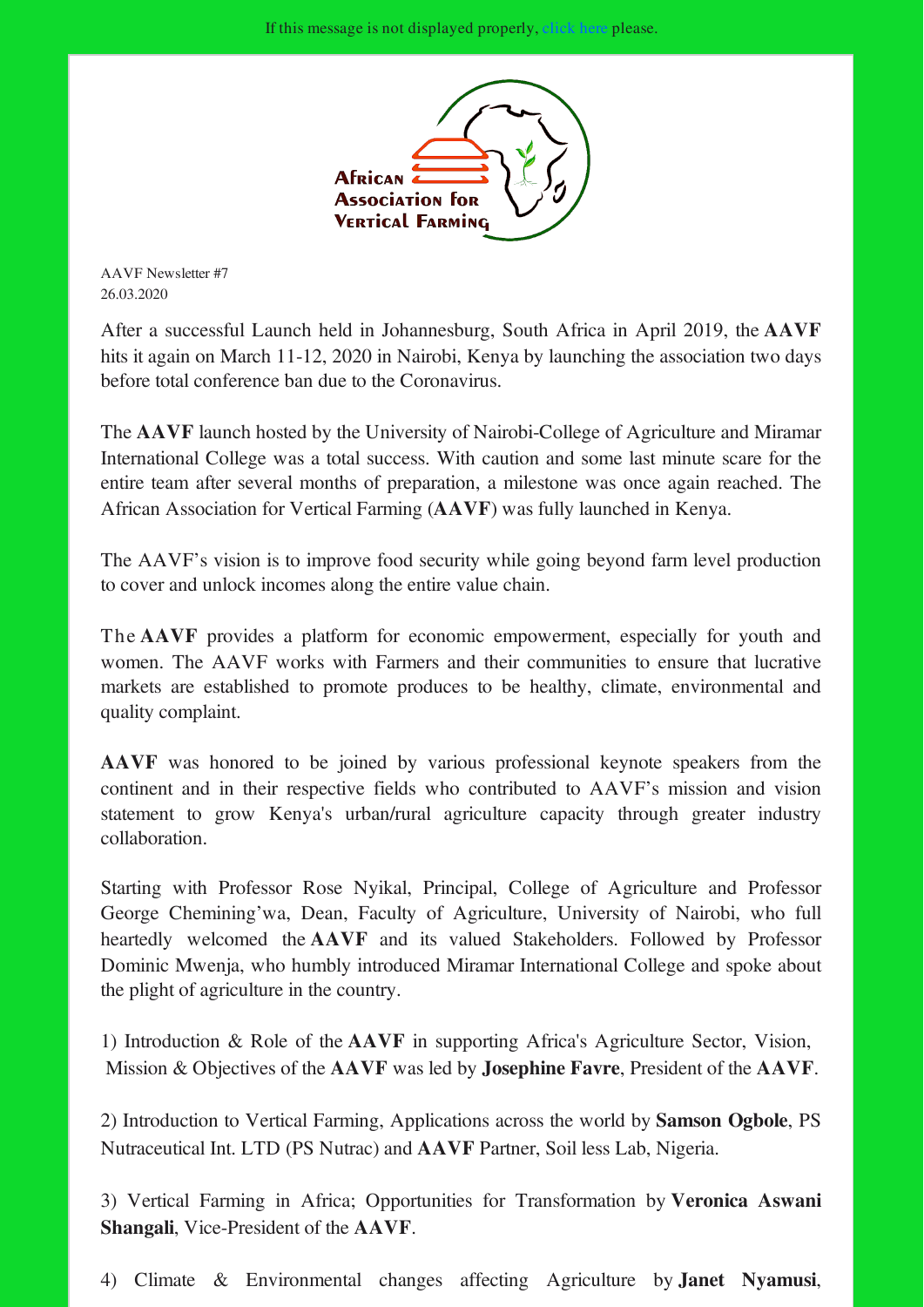If this message is not displayed properly, click here please.

African Association for Vertical Farming

AAVF Newsletter #7
26.03.2020

After a successful Launch held in Johannesburg, South Africa in April 2019, the **AAVF** hits it again on March 11-12, 2020 in Nairobi, Kenya by launching the association two days before total conference ban due to the Coronavirus.

The **AAVF** launch hosted by the University of Nairobi-College of Agriculture and Miramar International College was a total success. With caution and some last minute scare for the entire team after several months of preparation, a milestone was once again reached. The African Association for Vertical Farming (**AAVF**) was fully launched in Kenya.

The AAVF's vision is to improve food security while going beyond farm level production to cover and unlock incomes along the entire value chain.

The **AAVF** provides a platform for economic empowerment, especially for youth and women. The AAVF works with Farmers and their communities to ensure that lucrative markets are established to promote produces to be healthy, climate, environmental and quality complaint.

**AAVF** was honored to be joined by various professional keynote speakers from the continent and in their respective fields who contributed to AAVF's mission and vision statement to grow Kenya's urban/rural agriculture capacity through greater industry collaboration.

Starting with Professor Rose Nyikal, Principal, College of Agriculture and Professor George Chemining'wa, Dean, Faculty of Agriculture, University of Nairobi, who full heartedly welcomed the **AAVF** and its valued Stakeholders. Followed by Professor Dominic Mwenja, who humbly introduced Miramar International College and spoke about the plight of agriculture in the country.

1) Introduction & Role of the **AAVF** in supporting Africa's Agriculture Sector, Vision, Mission & Objectives of the **AAVF** was led by **Josephine Favre**, President of the **AAVF**.

2) Introduction to Vertical Farming, Applications across the world by **Samson Ogbole**, PS Nutraceutical Int. LTD (PS Nutrac) and **AAVF** Partner, Soil less Lab, Nigeria.

3) Vertical Farming in Africa; Opportunities for Transformation by **Veronica Aswani Shangali**, Vice-President of the **AAVF**.

4) Climate & Environmental changes affecting Agriculture by **Janet Nyamusi**,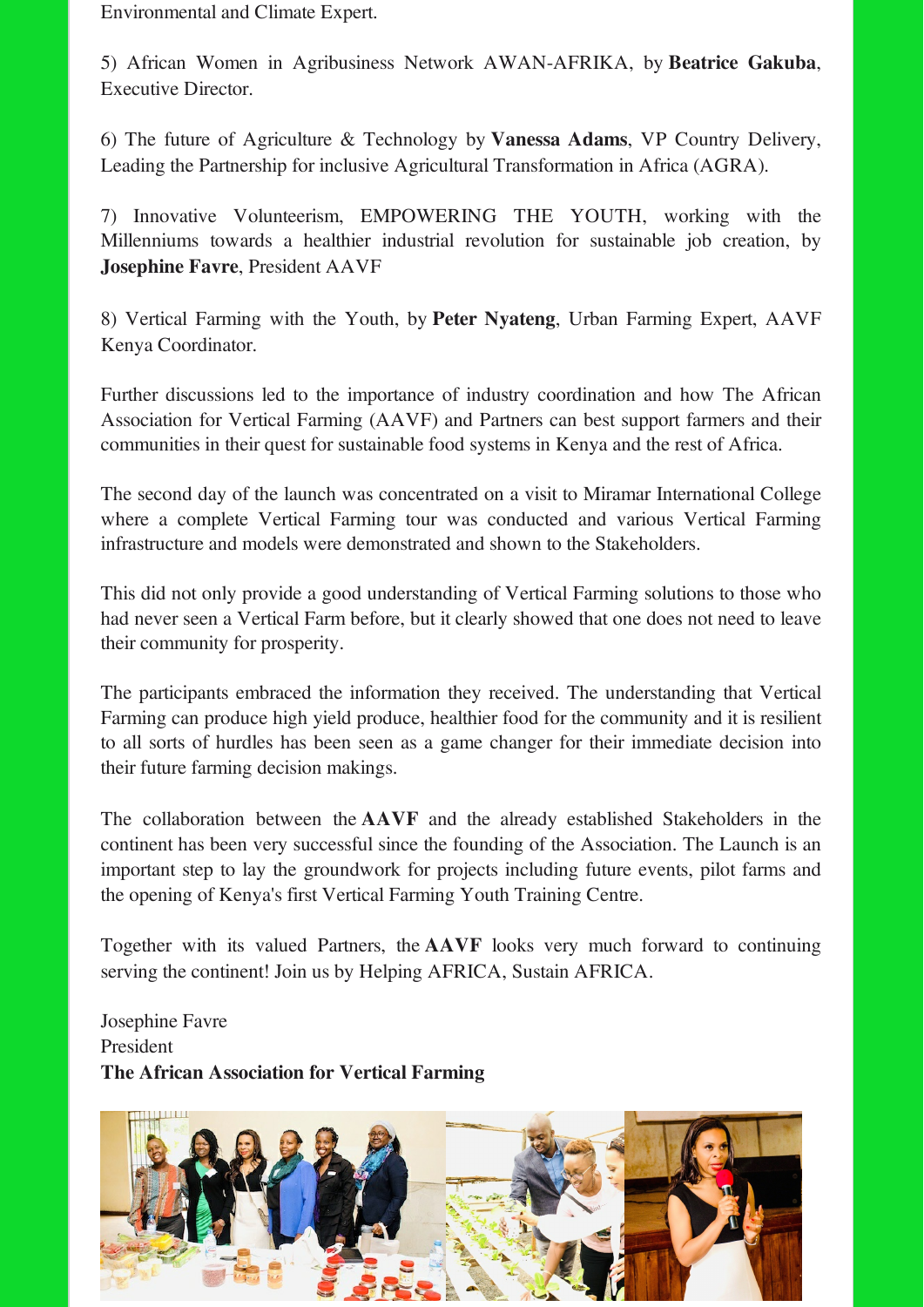Environmental and Climate Expert.

5) African Women in Agribusiness Network AWAN-AFRIKA, by **Beatrice Gakuba**, Executive Director.

6) The future of Agriculture & Technology by **Vanessa Adams**, VP Country Delivery, Leading the Partnership for inclusive Agricultural Transformation in Africa (AGRA).

7) Innovative Volunteerism, EMPOWERING THE YOUTH, working with the Millenniums towards a healthier industrial revolution for sustainable job creation, by **Josephine Favre**, President AAVF

8) Vertical Farming with the Youth, by **Peter Nyateng**, Urban Farming Expert, AAVF Kenya Coordinator.

Further discussions led to the importance of industry coordination and how The African Association for Vertical Farming (AAVF) and Partners can best support farmers and their communities in their quest for sustainable food systems in Kenya and the rest of Africa.

The second day of the launch was concentrated on a visit to Miramar International College where a complete Vertical Farming tour was conducted and various Vertical Farming infrastructure and models were demonstrated and shown to the Stakeholders.

This did not only provide a good understanding of Vertical Farming solutions to those who had never seen a Vertical Farm before, but it clearly showed that one does not need to leave their community for prosperity.

The participants embraced the information they received. The understanding that Vertical Farming can produce high yield produce, healthier food for the community and it is resilient to all sorts of hurdles has been seen as a game changer for their immediate decision into their future farming decision makings.

The collaboration between the **AAVF** and the already established Stakeholders in the continent has been very successful since the founding of the Association. The Launch is an important step to lay the groundwork for projects including future events, pilot farms and the opening of Kenya's first Vertical Farming Youth Training Centre.

Together with its valued Partners, the **AAVF** looks very much forward to continuing serving the continent! Join us by Helping AFRICA, Sustain AFRICA.

Josephine Favre
President
**The African Association for Vertical Farming**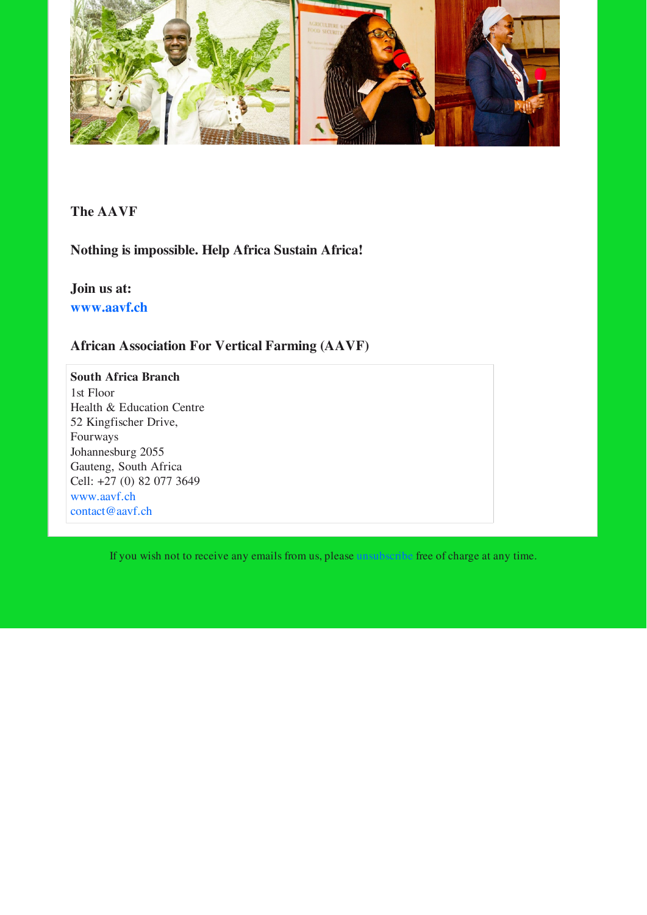**The AAVF**

**Nothing is impossible. Help Africa Sustain Africa!**

**Join us at:**
**www.aavf.ch**

**African Association For Vertical Farming (AAVF)**

**South Africa Branch**
1st Floor
Health & Education Centre
52 Kingfischer Drive,
Fourways
Johannesburg 2055
Gauteng, South Africa
Cell: +27 (0) 82 077 3649
www.aavf.ch
contact@aavf.ch

If you wish not to receive any emails from us, please unsubscribe free of charge at any time.